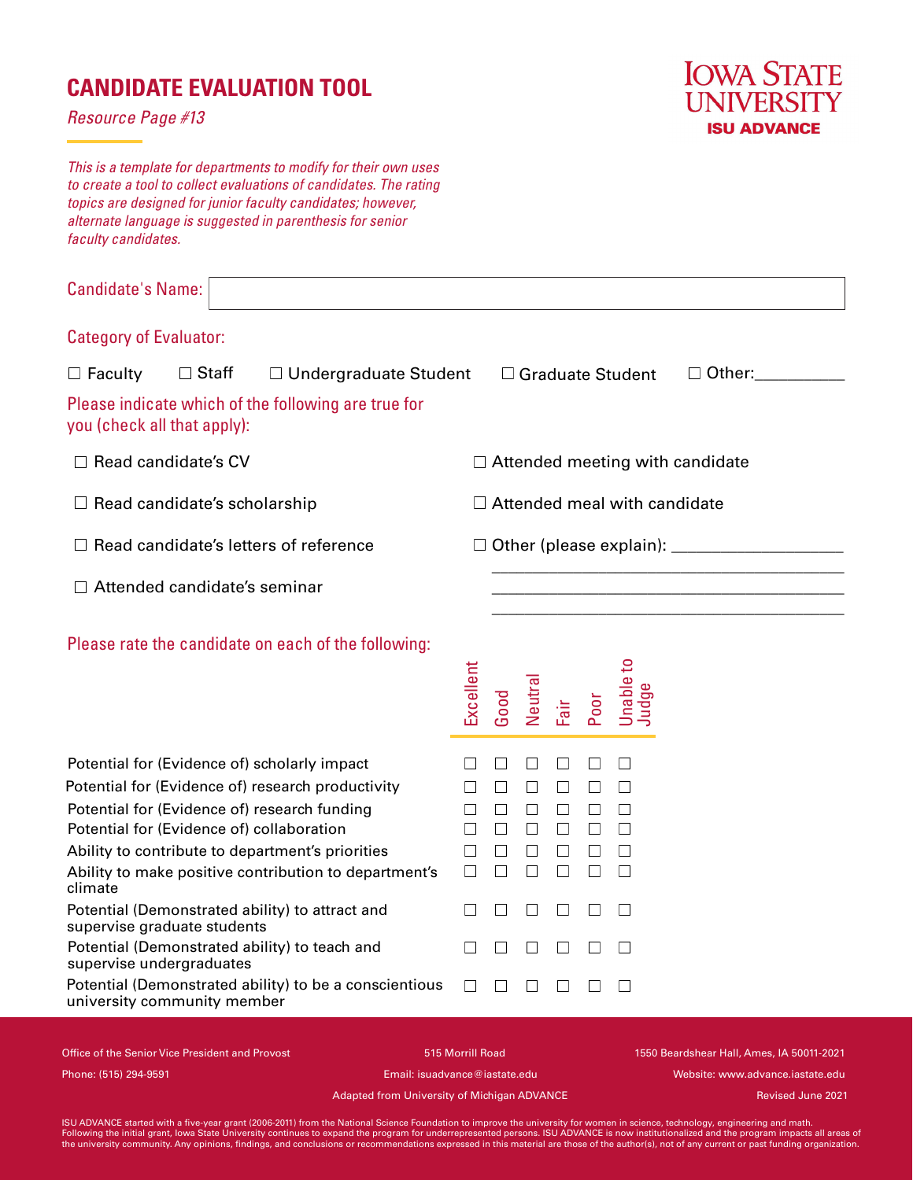# CANDIDATE EVALUATION TOOL

*Resource Page #13*

IOWA STATE UNIVERSITY
ISU ADVANCE

*This is a template for departments to modify for their own uses to create a tool to collect evaluations of candidates. The rating topics are designed for junior faculty candidates; however, alternate language is suggested in parenthesis for senior faculty candidates.*

Candidate's Name: ____________________

Category of Evaluator:

☐ Faculty ☐ Staff ☐ Undergraduate Student ☐ Graduate Student ☐ Other:__________

Please indicate which of the following are true for you (check all that apply):

☐ Read candidate's CV

☐ Read candidate's scholarship

☐ Read candidate's letters of reference

☐ Attended candidate's seminar

☐ Attended meeting with candidate

☐ Attended meal with candidate

☐ Other (please explain): ____________________

__________________________________________

__________________________________________

__________________________________________

Please rate the candidate on each of the following:

| | Excellent | Good | Neutral | Fair | Poor | Unable to Judge |
|---|---|---|---|---|---|---|
| Potential for (Evidence of) scholarly impact | ☐ | ☐ | ☐ | ☐ | ☐ | ☐ |
| Potential for (Evidence of) research productivity | ☐ | ☐ | ☐ | ☐ | ☐ | ☐ |
| Potential for (Evidence of) research funding | ☐ | ☐ | ☐ | ☐ | ☐ | ☐ |
| Potential for (Evidence of) collaboration | ☐ | ☐ | ☐ | ☐ | ☐ | ☐ |
| Ability to contribute to department's priorities | ☐ | ☐ | ☐ | ☐ | ☐ | ☐ |
| Ability to make positive contribution to department's climate | ☐ | ☐ | ☐ | ☐ | ☐ | ☐ |
| Potential (Demonstrated ability) to attract and supervise graduate students | ☐ | ☐ | ☐ | ☐ | ☐ | ☐ |
| Potential (Demonstrated ability) to teach and supervise undergraduates | ☐ | ☐ | ☐ | ☐ | ☐ | ☐ |
| Potential (Demonstrated ability) to be a conscientious university community member | ☐ | ☐ | ☐ | ☐ | ☐ | ☐ |

Office of the Senior Vice President and Provost
515 Morrill Road
1550 Beardshear Hall, Ames, IA 50011-2021
Phone: (515) 294-9591
Email: isuadvance@iastate.edu
Website: www.advance.iastate.edu
Adapted from University of Michigan ADVANCE
Revised June 2021

ISU ADVANCE started with a five-year grant (2006-2011) from the National Science Foundation to improve the university for women in science, technology, engineering and math. Following the initial grant, Iowa State University continues to expand the program for underrepresented persons. ISU ADVANCE is now institutionalized and the program impacts all areas of the university community. Any opinions, findings, and conclusions or recommendations expressed in this material are those of the author(s), not of any current or past funding organization.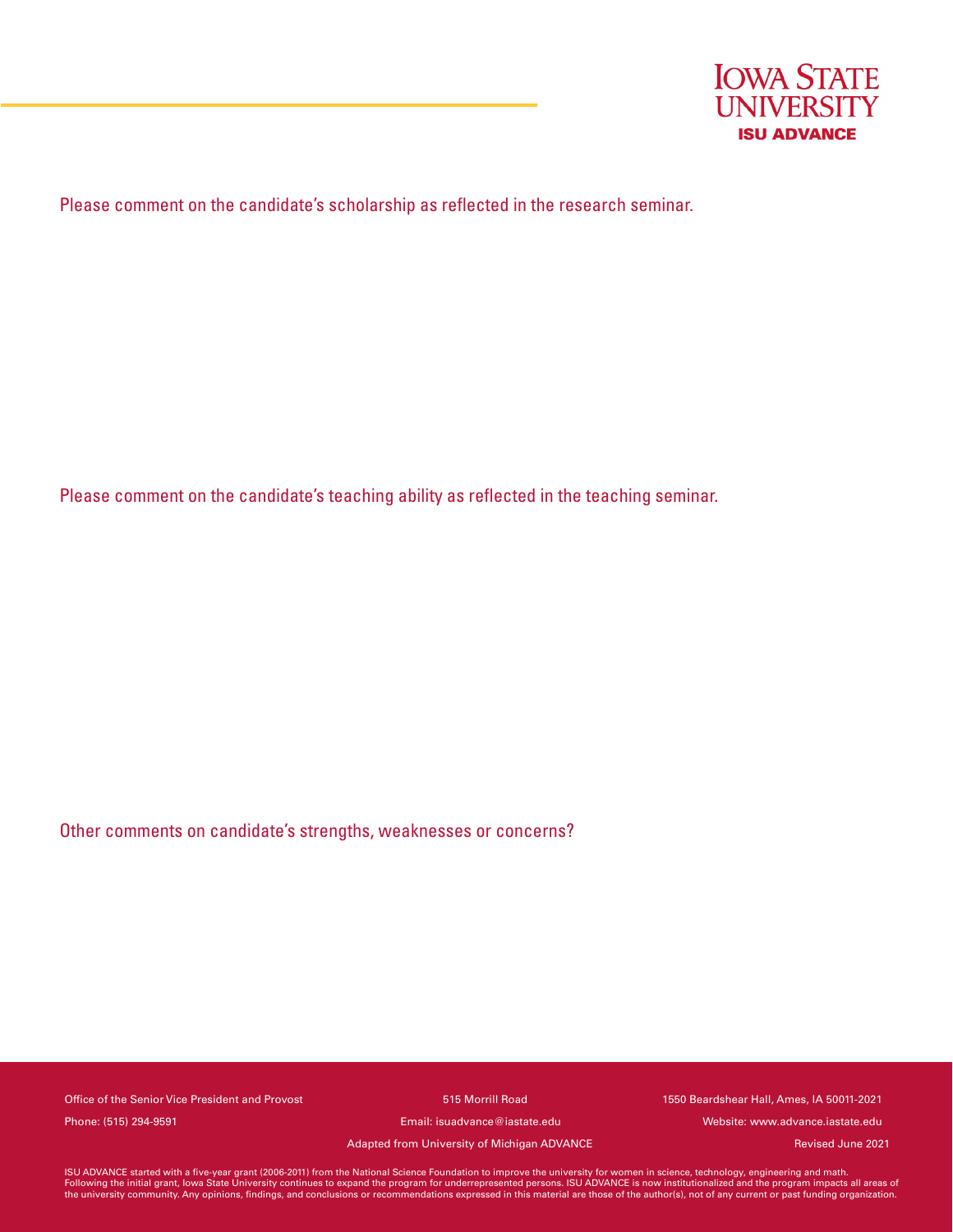Please comment on the candidate's scholarship as reflected in the research seminar.

Please comment on the candidate's teaching ability as reflected in the teaching seminar.

Other comments on candidate's strengths, weaknesses or concerns?

Office of the Senior Vice President and Provost | 515 Morrill Road | 1550 Beardshear Hall, Ames, IA 50011-2021

Phone: (515) 294-9591 | Email: isuadvance@iastate.edu | Website: www.advance.iastate.edu

Adapted from University of Michigan ADVANCE | Revised June 2021

ISU ADVANCE started with a five-year grant (2006-2011) from the National Science Foundation to improve the university for women in science, technology, engineering and math. Following the initial grant, Iowa State University continues to expand the program for underrepresented persons. ISU ADVANCE is now institutionalized and the program impacts all areas of the university community. Any opinions, findings, and conclusions or recommendations expressed in this material are those of the author(s), not of any current or past funding organization.